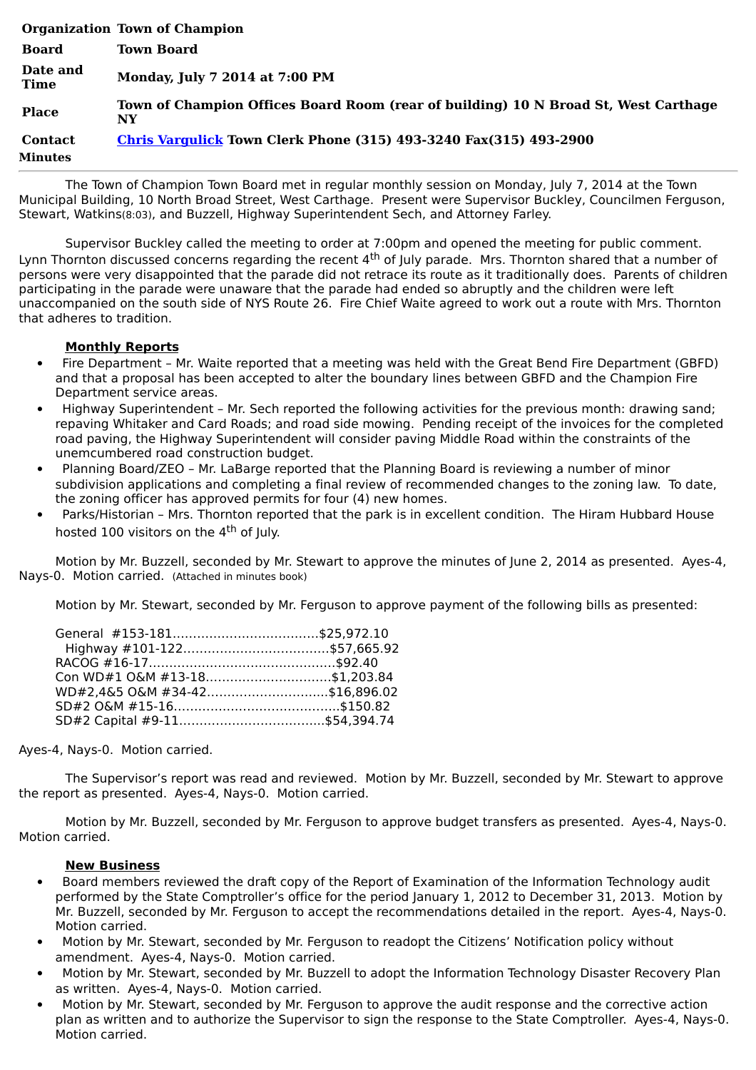| | |
|---|---|
| **Organization** | **Town of Champion** |
| **Board** | **Town Board** |
| **Date and Time** | **Monday, July 7 2014 at 7:00 PM** |
| **Place** | **Town of Champion Offices Board Room (rear of building) 10 N Broad St, West Carthage NY** |
| **Contact** | **Chris Vargulick Town Clerk Phone (315) 493-3240 Fax(315) 493-2900** |

**Minutes**

The Town of Champion Town Board met in regular monthly session on Monday, July 7, 2014 at the Town Municipal Building, 10 North Broad Street, West Carthage. Present were Supervisor Buckley, Councilmen Ferguson, Stewart, Watkins(8:03), and Buzzell, Highway Superintendent Sech, and Attorney Farley.

Supervisor Buckley called the meeting to order at 7:00pm and opened the meeting for public comment. Lynn Thornton discussed concerns regarding the recent 4th of July parade. Mrs. Thornton shared that a number of persons were very disappointed that the parade did not retrace its route as it traditionally does. Parents of children participating in the parade were unaware that the parade had ended so abruptly and the children were left unaccompanied on the south side of NYS Route 26. Fire Chief Waite agreed to work out a route with Mrs. Thornton that adheres to tradition.

**Monthly Reports**

- Fire Department – Mr. Waite reported that a meeting was held with the Great Bend Fire Department (GBFD) and that a proposal has been accepted to alter the boundary lines between GBFD and the Champion Fire Department service areas.
- Highway Superintendent – Mr. Sech reported the following activities for the previous month: drawing sand; repaving Whitaker and Card Roads; and road side mowing. Pending receipt of the invoices for the completed road paving, the Highway Superintendent will consider paving Middle Road within the constraints of the unemcumbered road construction budget.
- Planning Board/ZEO – Mr. LaBarge reported that the Planning Board is reviewing a number of minor subdivision applications and completing a final review of recommended changes to the zoning law. To date, the zoning officer has approved permits for four (4) new homes.
- Parks/Historian – Mrs. Thornton reported that the park is in excellent condition. The Hiram Hubbard House hosted 100 visitors on the 4th of July.

Motion by Mr. Buzzell, seconded by Mr. Stewart to approve the minutes of June 2, 2014 as presented. Ayes-4, Nays-0. Motion carried. (Attached in minutes book)

Motion by Mr. Stewart, seconded by Mr. Ferguson to approve payment of the following bills as presented:

General #153-181....................................$25,972.10
Highway #101-122....................................$57,665.92
RACOG #16-17..............................................$92.40
Con WD#1 O&M #13-18...............................$1,203.84
WD#2,4&5 O&M #34-42..............................$16,896.02
SD#2 O&M #15-16.........................................$150.82
SD#2 Capital #9-11....................................$54,394.74

Ayes-4, Nays-0. Motion carried.

The Supervisor's report was read and reviewed. Motion by Mr. Buzzell, seconded by Mr. Stewart to approve the report as presented. Ayes-4, Nays-0. Motion carried.

Motion by Mr. Buzzell, seconded by Mr. Ferguson to approve budget transfers as presented. Ayes-4, Nays-0. Motion carried.

**New Business**

- Board members reviewed the draft copy of the Report of Examination of the Information Technology audit performed by the State Comptroller's office for the period January 1, 2012 to December 31, 2013. Motion by Mr. Buzzell, seconded by Mr. Ferguson to accept the recommendations detailed in the report. Ayes-4, Nays-0. Motion carried.
- Motion by Mr. Stewart, seconded by Mr. Ferguson to readopt the Citizens' Notification policy without amendment. Ayes-4, Nays-0. Motion carried.
- Motion by Mr. Stewart, seconded by Mr. Buzzell to adopt the Information Technology Disaster Recovery Plan as written. Ayes-4, Nays-0. Motion carried.
- Motion by Mr. Stewart, seconded by Mr. Ferguson to approve the audit response and the corrective action plan as written and to authorize the Supervisor to sign the response to the State Comptroller. Ayes-4, Nays-0. Motion carried.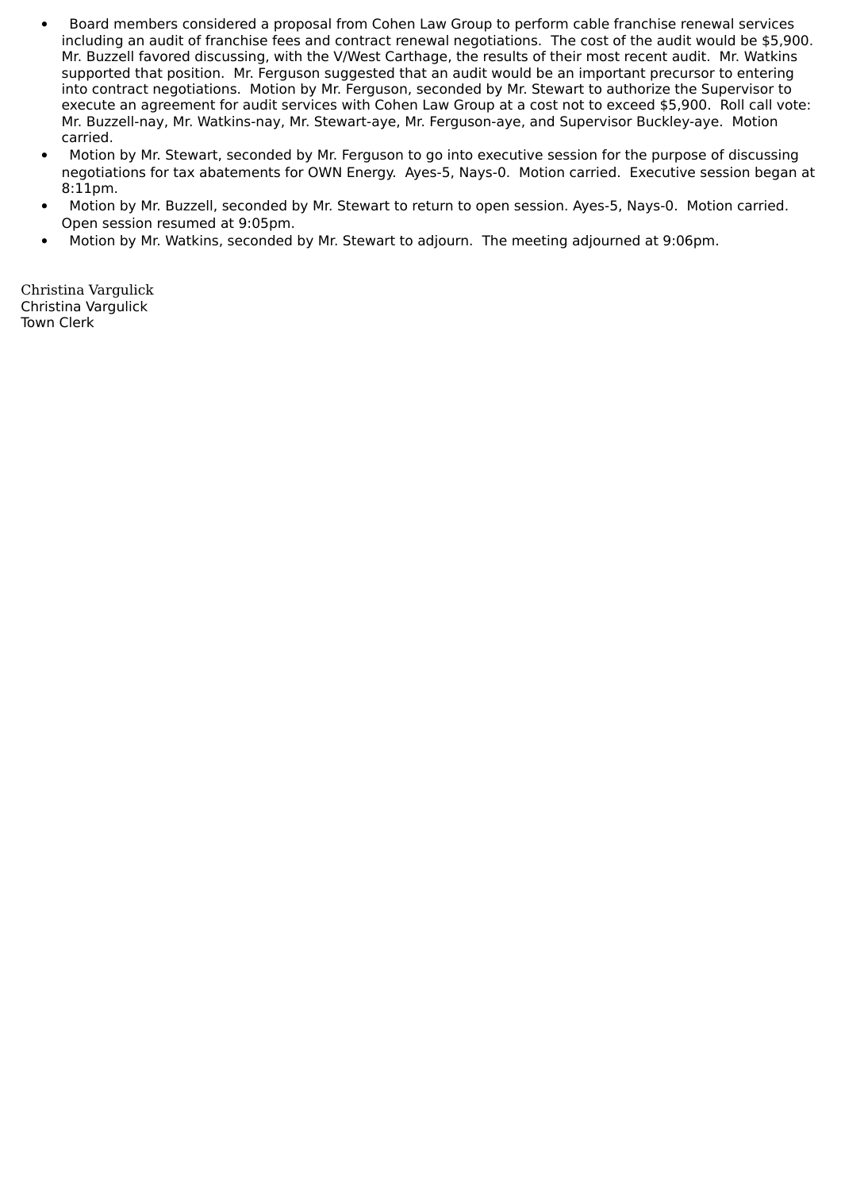- Board members considered a proposal from Cohen Law Group to perform cable franchise renewal services including an audit of franchise fees and contract renewal negotiations. The cost of the audit would be $5,900. Mr. Buzzell favored discussing, with the V/West Carthage, the results of their most recent audit. Mr. Watkins supported that position. Mr. Ferguson suggested that an audit would be an important precursor to entering into contract negotiations. Motion by Mr. Ferguson, seconded by Mr. Stewart to authorize the Supervisor to execute an agreement for audit services with Cohen Law Group at a cost not to exceed $5,900. Roll call vote: Mr. Buzzell-nay, Mr. Watkins-nay, Mr. Stewart-aye, Mr. Ferguson-aye, and Supervisor Buckley-aye. Motion carried.
- Motion by Mr. Stewart, seconded by Mr. Ferguson to go into executive session for the purpose of discussing negotiations for tax abatements for OWN Energy. Ayes-5, Nays-0. Motion carried. Executive session began at 8:11pm.
- Motion by Mr. Buzzell, seconded by Mr. Stewart to return to open session. Ayes-5, Nays-0. Motion carried. Open session resumed at 9:05pm.
- Motion by Mr. Watkins, seconded by Mr. Stewart to adjourn. The meeting adjourned at 9:06pm.

Christina Vargulick
Christina Vargulick
Town Clerk